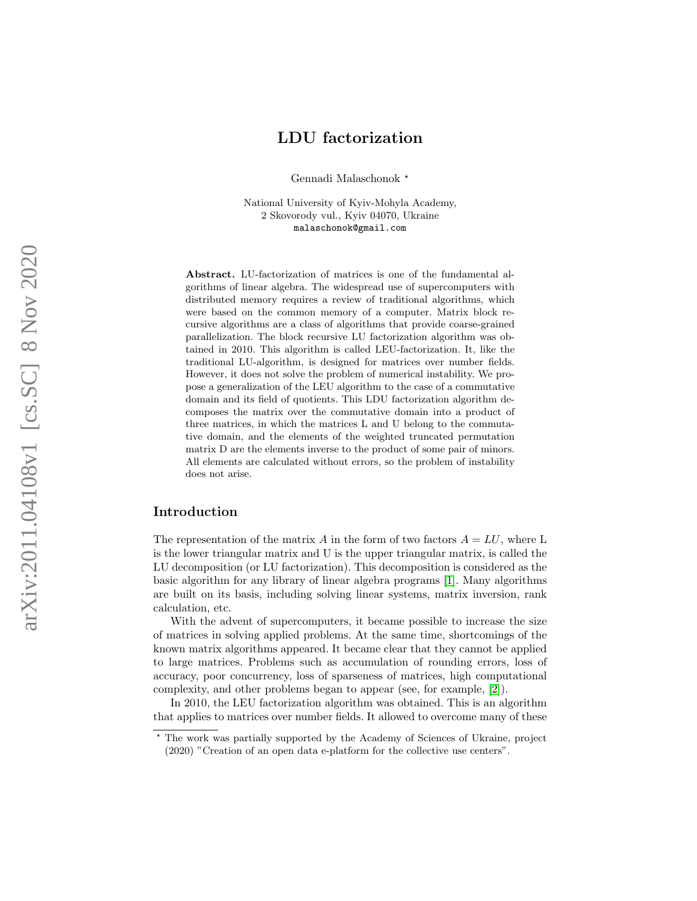# LDU factorization

Gennadi Malaschonok *

National University of Kyiv-Mohyla Academy,
2 Skovorody vul., Kyiv 04070, Ukraine
malaschonok@gmail.com

**Abstract.** LU-factorization of matrices is one of the fundamental algorithms of linear algebra. The widespread use of supercomputers with distributed memory requires a review of traditional algorithms, which were based on the common memory of a computer. Matrix block recursive algorithms are a class of algorithms that provide coarse-grained parallelization. The block recursive LU factorization algorithm was obtained in 2010. This algorithm is called LEU-factorization. It, like the traditional LU-algorithm, is designed for matrices over number fields. However, it does not solve the problem of numerical instability. We propose a generalization of the LEU algorithm to the case of a commutative domain and its field of quotients. This LDU factorization algorithm decomposes the matrix over the commutative domain into a product of three matrices, in which the matrices L and U belong to the commutative domain, and the elements of the weighted truncated permutation matrix D are the elements inverse to the product of some pair of minors. All elements are calculated without errors, so the problem of instability does not arise.

## Introduction

The representation of the matrix $A$ in the form of two factors $A = LU$, where L is the lower triangular matrix and U is the upper triangular matrix, is called the LU decomposition (or LU factorization). This decomposition is considered as the basic algorithm for any library of linear algebra programs [1]. Many algorithms are built on its basis, including solving linear systems, matrix inversion, rank calculation, etc.

With the advent of supercomputers, it became possible to increase the size of matrices in solving applied problems. At the same time, shortcomings of the known matrix algorithms appeared. It became clear that they cannot be applied to large matrices. Problems such as accumulation of rounding errors, loss of accuracy, poor concurrency, loss of sparseness of matrices, high computational complexity, and other problems began to appear (see, for example, [2]).

In 2010, the LEU factorization algorithm was obtained. This is an algorithm that applies to matrices over number fields. It allowed to overcome many of these

* The work was partially supported by the Academy of Sciences of Ukraine, project (2020) "Creation of an open data e-platform for the collective use centers".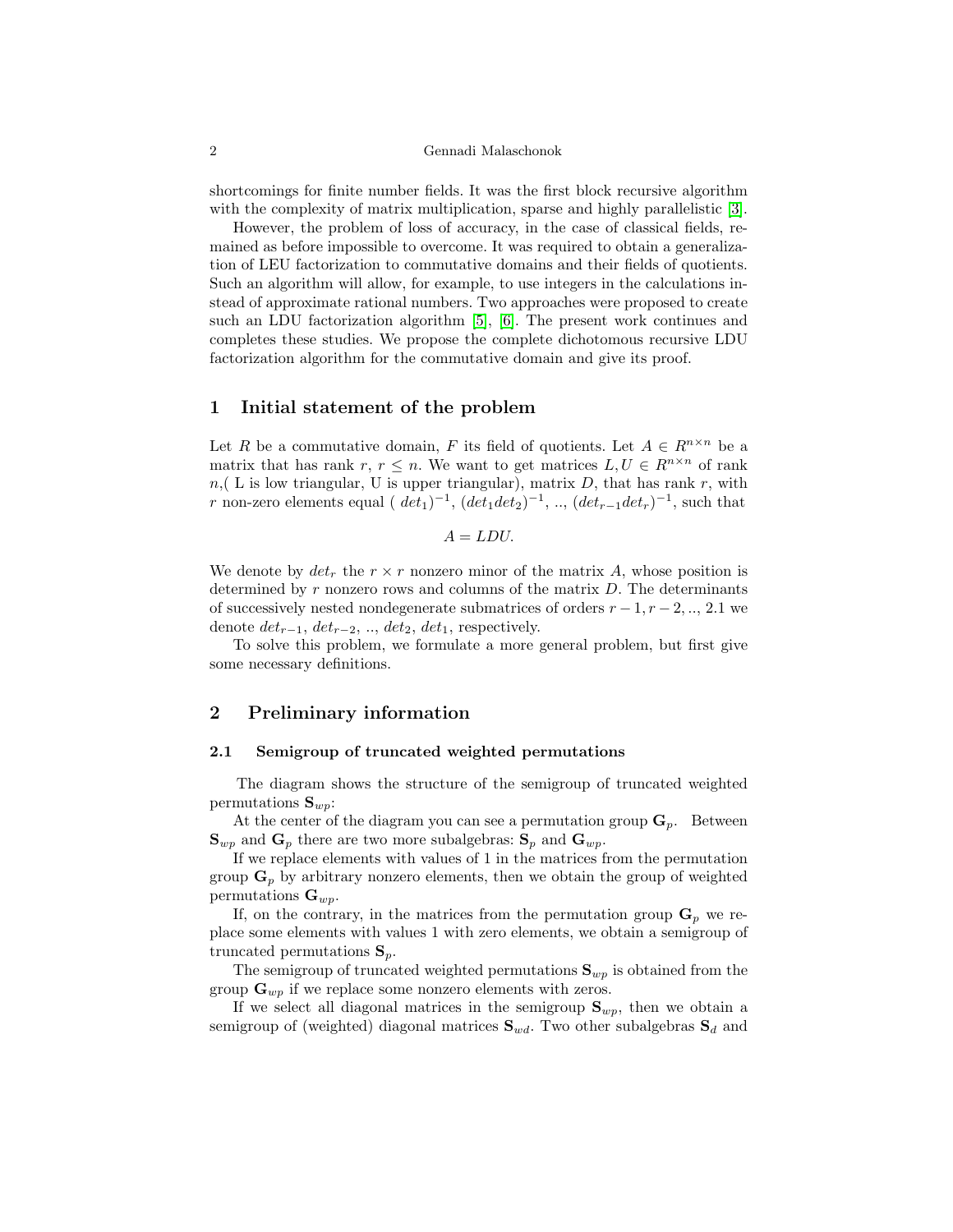shortcomings for finite number fields. It was the first block recursive algorithm with the complexity of matrix multiplication, sparse and highly parallelistic [3].

However, the problem of loss of accuracy, in the case of classical fields, remained as before impossible to overcome. It was required to obtain a generalization of LEU factorization to commutative domains and their fields of quotients. Such an algorithm will allow, for example, to use integers in the calculations instead of approximate rational numbers. Two approaches were proposed to create such an LDU factorization algorithm [5], [6]. The present work continues and completes these studies. We propose the complete dichotomous recursive LDU factorization algorithm for the commutative domain and give its proof.

## 1 Initial statement of the problem

Let $R$ be a commutative domain, $F$ its field of quotients. Let $A \in R^{n\times n}$ be a matrix that has rank $r$, $r \leq n$. We want to get matrices $L, U \in R^{n\times n}$ of rank $n$,( L is low triangular, U is upper triangular), matrix $D$, that has rank $r$, with $r$ non-zero elements equal ( $det_1)^{-1}$, $(det_1 det_2)^{-1}$, .., $(det_{r-1} det_r)^{-1}$, such that

$$A = LDU.$$

We denote by $det_r$ the $r \times r$ nonzero minor of the matrix $A$, whose position is determined by $r$ nonzero rows and columns of the matrix $D$. The determinants of successively nested nondegenerate submatrices of orders $r-1, r-2, .., 2.1$ we denote $det_{r-1}$, $det_{r-2}$, .., $det_2$, $det_1$, respectively.

To solve this problem, we formulate a more general problem, but first give some necessary definitions.

## 2 Preliminary information

### 2.1 Semigroup of truncated weighted permutations

The diagram shows the structure of the semigroup of truncated weighted permutations $\mathbf{S}_{wp}$:

At the center of the diagram you can see a permutation group $\mathbf{G}_p$. Between $\mathbf{S}_{wp}$ and $\mathbf{G}_p$ there are two more subalgebras: $\mathbf{S}_p$ and $\mathbf{G}_{wp}$.

If we replace elements with values of 1 in the matrices from the permutation group $\mathbf{G}_p$ by arbitrary nonzero elements, then we obtain the group of weighted permutations $\mathbf{G}_{wp}$.

If, on the contrary, in the matrices from the permutation group $\mathbf{G}_p$ we replace some elements with values 1 with zero elements, we obtain a semigroup of truncated permutations $\mathbf{S}_p$.

The semigroup of truncated weighted permutations $\mathbf{S}_{wp}$ is obtained from the group $\mathbf{G}_{wp}$ if we replace some nonzero elements with zeros.

If we select all diagonal matrices in the semigroup $\mathbf{S}_{wp}$, then we obtain a semigroup of (weighted) diagonal matrices $\mathbf{S}_{wd}$. Two other subalgebras $\mathbf{S}_d$ and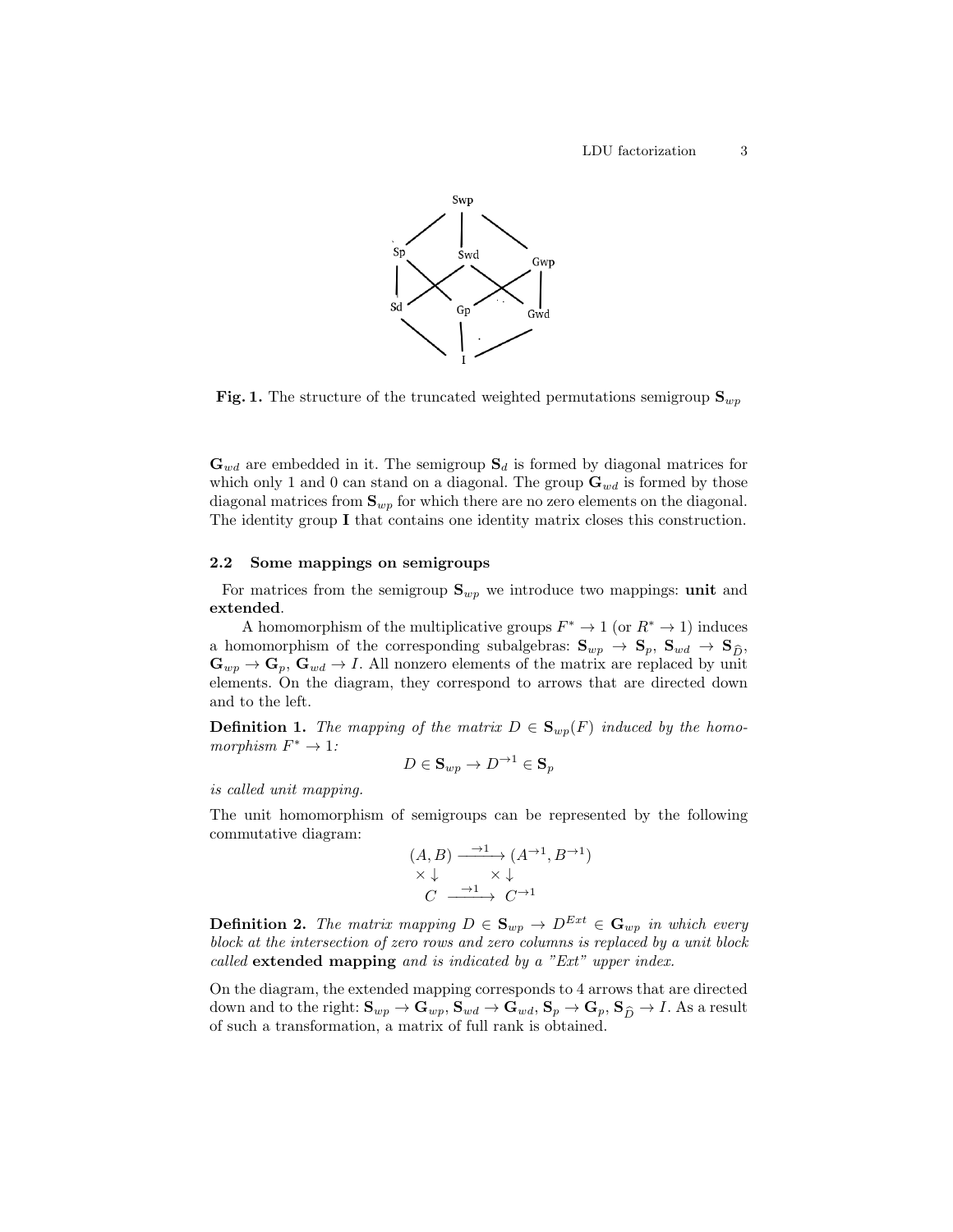Fig. 1. The structure of the truncated weighted permutations semigroup $\mathbf{S}_{wp}$

$\mathbf{G}_{wd}$ are embedded in it. The semigroup $\mathbf{S}_d$ is formed by diagonal matrices for which only 1 and 0 can stand on a diagonal. The group $\mathbf{G}_{wd}$ is formed by those diagonal matrices from $\mathbf{S}_{wp}$ for which there are no zero elements on the diagonal. The identity group $\mathbf{I}$ that contains one identity matrix closes this construction.

### 2.2 Some mappings on semigroups

For matrices from the semigroup $\mathbf{S}_{wp}$ we introduce two mappings: **unit** and **extended**.

A homomorphism of the multiplicative groups $F^* \to 1$ (or $R^* \to 1$) induces a homomorphism of the corresponding subalgebras: $\mathbf{S}_{wp} \to \mathbf{S}_p$, $\mathbf{S}_{wd} \to \mathbf{S}_{\widehat{D}}$, $\mathbf{G}_{wp} \to \mathbf{G}_p$, $\mathbf{G}_{wd} \to I$. All nonzero elements of the matrix are replaced by unit elements. On the diagram, they correspond to arrows that are directed down and to the left.

**Definition 1.** *The mapping of the matrix $D \in \mathbf{S}_{wp}(F)$ induced by the homomorphism $F^* \to 1$:*

$$D \in \mathbf{S}_{wp} \to D^{\to 1} \in \mathbf{S}_p$$

*is called unit mapping.*

The unit homomorphism of semigroups can be represented by the following commutative diagram:

$$\begin{array}{ccc} (A,B) & \xrightarrow{\to 1} & (A^{\to 1}, B^{\to 1}) \\ \times\downarrow & & \times\downarrow \\ C & \xrightarrow{\to 1} & C^{\to 1} \end{array}$$

**Definition 2.** *The matrix mapping $D \in \mathbf{S}_{wp} \to D^{Ext} \in \mathbf{G}_{wp}$ in which every block at the intersection of zero rows and zero columns is replaced by a unit block called* **extended mapping** *and is indicated by a "Ext" upper index.*

On the diagram, the extended mapping corresponds to 4 arrows that are directed down and to the right: $\mathbf{S}_{wp} \to \mathbf{G}_{wp}$, $\mathbf{S}_{wd} \to \mathbf{G}_{wd}$, $\mathbf{S}_p \to \mathbf{G}_p$, $\mathbf{S}_{\widehat{D}} \to I$. As a result of such a transformation, a matrix of full rank is obtained.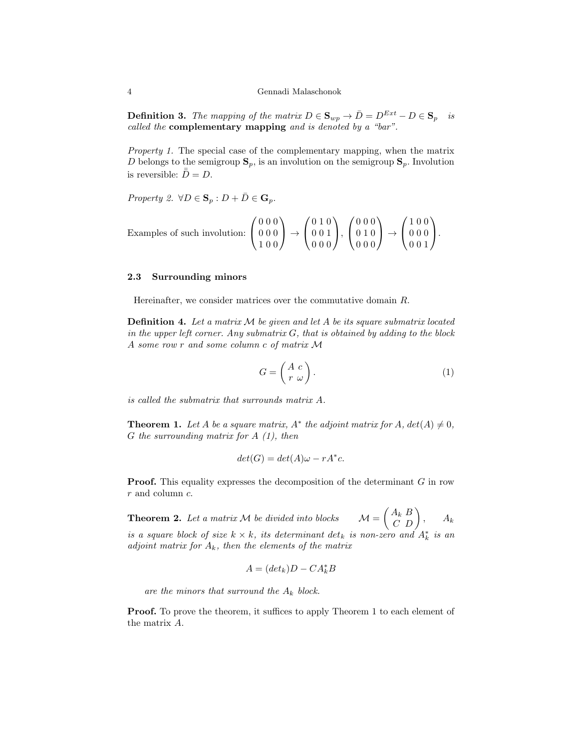**Definition 3.** *The mapping of the matrix* $D \in \mathbf{S}_{wp} \to \bar{D} = D^{Ext} - D \in \mathbf{S}_p$ *is called the* **complementary mapping** *and is denoted by a "bar".*

*Property 1.* The special case of the complementary mapping, when the matrix $D$ belongs to the semigroup $\mathbf{S}_p$, is an involution on the semigroup $\mathbf{S}_p$. Involution is reversible: $\bar{\bar{D}} = D$.

*Property 2.* $\forall D \in \mathbf{S}_p : D + \bar{D} \in \mathbf{G}_p$.

Examples of such involution: $\begin{pmatrix} 0\,0\,0 \\ 0\,0\,0 \\ 1\,0\,0 \end{pmatrix} \to \begin{pmatrix} 0\,1\,0 \\ 0\,0\,1 \\ 0\,0\,0 \end{pmatrix}$, $\begin{pmatrix} 0\,0\,0 \\ 0\,1\,0 \\ 0\,0\,0 \end{pmatrix} \to \begin{pmatrix} 1\,0\,0 \\ 0\,0\,0 \\ 0\,0\,1 \end{pmatrix}$.

### 2.3 Surrounding minors

Hereinafter, we consider matrices over the commutative domain $R$.

**Definition 4.** *Let a matrix $\mathcal{M}$ be given and let $A$ be its square submatrix located in the upper left corner. Any submatrix $G$, that is obtained by adding to the block $A$ some row $r$ and some column $c$ of matrix $\mathcal{M}$*

$$G = \begin{pmatrix} A & c \\ r & \omega \end{pmatrix}. \tag{1}$$

*is called the submatrix that surrounds matrix $A$.*

**Theorem 1.** *Let $A$ be a square matrix, $A^*$ the adjoint matrix for $A$, $det(A) \neq 0$, $G$ the surrounding matrix for $A$ (1), then*

$$det(G) = det(A)\omega - rA^*c.$$

**Proof.** This equality expresses the decomposition of the determinant $G$ in row $r$ and column $c$.

**Theorem 2.** *Let a matrix $\mathcal{M}$ be divided into blocks* $\mathcal{M} = \begin{pmatrix} A_k & B \\ C & D \end{pmatrix}$, *$A_k$ is a square block of size $k \times k$, its determinant $det_k$ is non-zero and $A_k^*$ is an adjoint matrix for $A_k$, then the elements of the matrix*

$$A = (det_k)D - CA_k^*B$$

*are the minors that surround the $A_k$ block.*

**Proof.** To prove the theorem, it suffices to apply Theorem 1 to each element of the matrix $A$.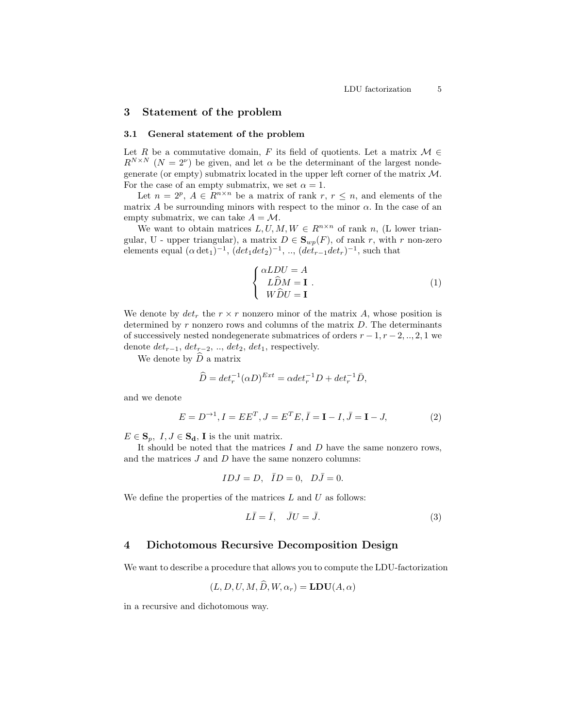## 3 Statement of the problem

### 3.1 General statement of the problem

Let $R$ be a commutative domain, $F$ its field of quotients. Let a matrix $\mathcal{M} \in R^{N \times N}$ ($N = 2^\nu$) be given, and let $\alpha$ be the determinant of the largest nondegenerate (or empty) submatrix located in the upper left corner of the matrix $\mathcal{M}$. For the case of an empty submatrix, we set $\alpha = 1$.

Let $n = 2^p$, $A \in R^{n \times n}$ be a matrix of rank $r$, $r \leq n$, and elements of the matrix $A$ be surrounding minors with respect to the minor $\alpha$. In the case of an empty submatrix, we can take $A = \mathcal{M}$.

We want to obtain matrices $L, U, M, W \in R^{n \times n}$ of rank $n$, (L lower triangular, U - upper triangular), a matrix $D \in \mathbf{S}_{wp}(F)$, of rank $r$, with $r$ non-zero elements equal $(\alpha \det_1)^{-1}$, $(det_1 det_2)^{-1}$, .., $(det_{r-1} det_r)^{-1}$, such that

$$\begin{cases} \alpha LDU = A \\ L\widehat{D}M = \mathbf{I} \\ W\widehat{D}U = \mathbf{I} \end{cases}. \tag{1}$$

We denote by $det_r$ the $r \times r$ nonzero minor of the matrix $A$, whose position is determined by $r$ nonzero rows and columns of the matrix $D$. The determinants of successively nested nondegenerate submatrices of orders $r-1, r-2, .., 2, 1$ we denote $det_{r-1}$, $det_{r-2}$, .., $det_2$, $det_1$, respectively.

We denote by $\widehat{D}$ a matrix

$$\widehat{D} = det_r^{-1}(\alpha D)^{Ext} = \alpha det_r^{-1} D + det_r^{-1} \bar{D},$$

and we denote

$$E = D^{\to 1}, I = EE^T, J = E^T E, \bar{I} = \mathbf{I} - I, \bar{J} = \mathbf{I} - J, \tag{2}$$

$E \in \mathbf{S}_p$, $I, J \in \mathbf{S_d}$, $\mathbf{I}$ is the unit matrix.

It should be noted that the matrices $I$ and $D$ have the same nonzero rows, and the matrices $J$ and $D$ have the same nonzero columns:

$$IDJ = D, \quad \bar{I}D = 0, \quad D\bar{J} = 0.$$

We define the properties of the matrices $L$ and $U$ as follows:

$$L\bar{I} = \bar{I}, \quad \bar{J}U = \bar{J}. \tag{3}$$

## 4 Dichotomous Recursive Decomposition Design

We want to describe a procedure that allows you to compute the LDU-factorization

$$(L, D, U, M, \widehat{D}, W, \alpha_r) = \mathbf{LDU}(A, \alpha)$$

in a recursive and dichotomous way.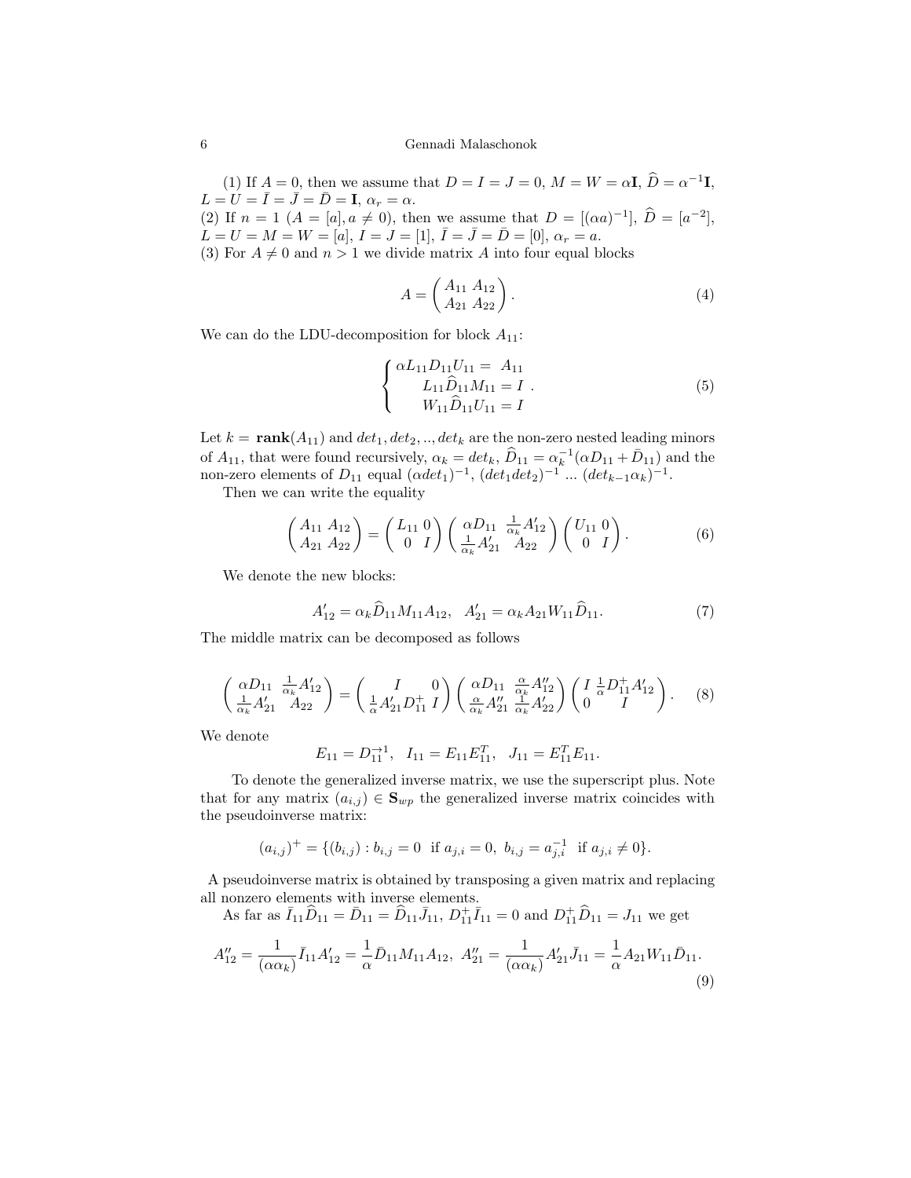(1) If $A = 0$, then we assume that $D = I = J = 0$, $M = W = \alpha\mathbf{I}$, $\widehat{D} = \alpha^{-1}\mathbf{I}$, $L = U = \bar{I} = \bar{J} = \bar{D} = \mathbf{I}$, $\alpha_r = \alpha$.
(2) If $n = 1$ ($A = [a], a \neq 0$), then we assume that $D = [(\alpha a)^{-1}]$, $\widehat{D} = [a^{-2}]$, $L = U = M = W = [a]$, $I = J = [1]$, $\bar{I} = \bar{J} = \bar{D} = [0]$, $\alpha_r = a$.
(3) For $A \neq 0$ and $n > 1$ we divide matrix $A$ into four equal blocks

$$A = \begin{pmatrix} A_{11} & A_{12} \\ A_{21} & A_{22} \end{pmatrix}. \tag{4}$$

We can do the LDU-decomposition for block $A_{11}$:

$$\begin{cases} \alpha L_{11} D_{11} U_{11} = A_{11} \\ L_{11} \widehat{D}_{11} M_{11} = I \\ W_{11} \widehat{D}_{11} U_{11} = I \end{cases}. \tag{5}$$

Let $k = \mathbf{rank}(A_{11})$ and $det_1, det_2, .., det_k$ are the non-zero nested leading minors of $A_{11}$, that were found recursively, $\alpha_k = det_k$, $\widehat{D}_{11} = \alpha_k^{-1}(\alpha D_{11} + \bar{D}_{11})$ and the non-zero elements of $D_{11}$ equal $(\alpha det_1)^{-1}$, $(det_1 det_2)^{-1}$ ... $(det_{k-1}\alpha_k)^{-1}$.

Then we can write the equality

$$\begin{pmatrix} A_{11} & A_{12} \\ A_{21} & A_{22} \end{pmatrix} = \begin{pmatrix} L_{11} & 0 \\ 0 & I \end{pmatrix} \begin{pmatrix} \alpha D_{11} & \frac{1}{\alpha_k} A'_{12} \\ \frac{1}{\alpha_k} A'_{21} & A_{22} \end{pmatrix} \begin{pmatrix} U_{11} & 0 \\ 0 & I \end{pmatrix}. \tag{6}$$

We denote the new blocks:

$$A'_{12} = \alpha_k \widehat{D}_{11} M_{11} A_{12}, \quad A'_{21} = \alpha_k A_{21} W_{11} \widehat{D}_{11}. \tag{7}$$

The middle matrix can be decomposed as follows

$$\begin{pmatrix} \alpha D_{11} & \frac{1}{\alpha_k} A'_{12} \\ \frac{1}{\alpha_k} A'_{21} & A_{22} \end{pmatrix} = \begin{pmatrix} I & 0 \\ \frac{1}{\alpha} A'_{21} D^{+}_{11} & I \end{pmatrix} \begin{pmatrix} \alpha D_{11} & \frac{\alpha}{\alpha_k} A''_{12} \\ \frac{\alpha}{\alpha_k} A''_{21} & \frac{1}{\alpha_k} A'_{22} \end{pmatrix} \begin{pmatrix} I & \frac{1}{\alpha} D^{+}_{11} A'_{12} \\ 0 & I \end{pmatrix}. \tag{8}$$

We denote

$$E_{11} = D_{11}^{\rightarrow 1}, \quad I_{11} = E_{11} E_{11}^T, \quad J_{11} = E_{11}^T E_{11}.$$

To denote the generalized inverse matrix, we use the superscript plus. Note that for any matrix $(a_{i,j}) \in \mathbf{S}_{wp}$ the generalized inverse matrix coincides with the pseudoinverse matrix:

$$(a_{i,j})^{+} = \{(b_{i,j}) : b_{i,j} = 0 \ \text{ if } a_{j,i} = 0, \ b_{i,j} = a_{j,i}^{-1} \ \text{ if } a_{j,i} \neq 0\}.$$

A pseudoinverse matrix is obtained by transposing a given matrix and replacing all nonzero elements with inverse elements.

As far as $\bar{I}_{11} \widehat{D}_{11} = \bar{D}_{11} = \widehat{D}_{11} \bar{J}_{11}$, $D^{+}_{11} \bar{I}_{11} = 0$ and $D^{+}_{11} \widehat{D}_{11} = J_{11}$ we get

$$A''_{12} = \frac{1}{(\alpha\alpha_k)} \bar{I}_{11} A'_{12} = \frac{1}{\alpha} \bar{D}_{11} M_{11} A_{12}, \ A''_{21} = \frac{1}{(\alpha\alpha_k)} A'_{21} \bar{J}_{11} = \frac{1}{\alpha} A_{21} W_{11} \bar{D}_{11}. \tag{9}$$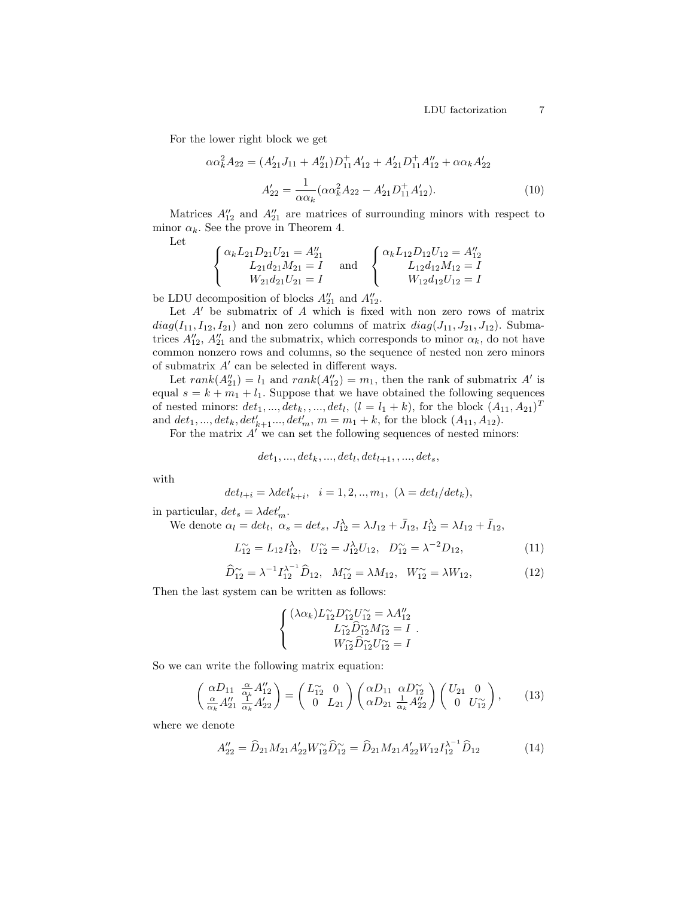For the lower right block we get

$$\alpha\alpha_k^2 A_{22} = (A'_{21}J_{11} + A''_{21})D_{11}^{+}A'_{12} + A'_{21}D_{11}^{+}A''_{12} + \alpha\alpha_k A'_{22}$$

$$A'_{22} = \frac{1}{\alpha\alpha_k}(\alpha\alpha_k^2 A_{22} - A'_{21}D_{11}^{+}A'_{12}). \tag{10}$$

Matrices $A''_{12}$ and $A''_{21}$ are matrices of surrounding minors with respect to minor $\alpha_k$. See the prove in Theorem 4.

Let

$$\begin{cases} \alpha_k L_{21}D_{21}U_{21} = A''_{21} \\ L_{21}d_{21}M_{21} = I \\ W_{21}d_{21}U_{21} = I \end{cases} \quad \text{and} \quad \begin{cases} \alpha_k L_{12}D_{12}U_{12} = A''_{12} \\ L_{12}d_{12}M_{12} = I \\ W_{12}d_{12}U_{12} = I \end{cases}$$

be LDU decomposition of blocks $A''_{21}$ and $A''_{12}$.

Let $A'$ be submatrix of $A$ which is fixed with non zero rows of matrix $diag(I_{11}, I_{12}, I_{21})$ and non zero columns of matrix $diag(J_{11}, J_{21}, J_{12})$. Submatrices $A''_{12}$, $A''_{21}$ and the submatrix, which corresponds to minor $\alpha_k$, do not have common nonzero rows and columns, so the sequence of nested non zero minors of submatrix $A'$ can be selected in different ways.

Let $rank(A''_{21}) = l_1$ and $rank(A''_{12}) = m_1$, then the rank of submatrix $A'$ is equal $s = k + m_1 + l_1$. Suppose that we have obtained the following sequences of nested minors: $det_1, ..., det_k, , ..., det_l$, $(l = l_1 + k)$, for the block $(A_{11}, A_{21})^T$ and $det_1, ..., det_k, det'_{k+1}..., det'_m$, $m = m_1 + k$, for the block $(A_{11}, A_{12})$.

For the matrix $A'$ we can set the following sequences of nested minors:

$$det_1, ..., det_k, ..., det_l, det_{l+1}, , ..., det_s,$$

with

$$det_{l+i} = \lambda det'_{k+i}, \quad i = 1, 2, .., m_1, \ (\lambda = det_l/det_k),$$

in particular, $det_s = \lambda det'_m$.

We denote $\alpha_l = det_l$, $\alpha_s = det_s$, $J_{12}^{\lambda} = \lambda J_{12} + \bar{J}_{12}$, $I_{12}^{\lambda} = \lambda I_{12} + \bar{I}_{12}$,

$$L_{12}^{\sim} = L_{12}I_{12}^{\lambda}, \quad U_{12}^{\sim} = J_{12}^{\lambda}U_{12}, \quad D_{12}^{\sim} = \lambda^{-2}D_{12}, \tag{11}$$

$$\widehat{D}_{12}^{\sim} = \lambda^{-1}I_{12}^{\lambda^{-1}}\widehat{D}_{12}, \quad M_{12}^{\sim} = \lambda M_{12}, \quad W_{12}^{\sim} = \lambda W_{12}, \tag{12}$$

Then the last system can be written as follows:

$$\begin{cases} (\lambda\alpha_k)L_{12}^{\sim}D_{12}^{\sim}U_{12}^{\sim} = \lambda A''_{12} \\ L_{12}^{\sim}\widehat{D}_{12}^{\sim}M_{12}^{\sim} = I \\ W_{12}^{\sim}\widehat{D}_{12}^{\sim}U_{12}^{\sim} = I \end{cases}.$$

So we can write the following matrix equation:

$$\begin{pmatrix} \alpha D_{11} & \frac{\alpha}{\alpha_k}A''_{12} \\ \frac{\alpha}{\alpha_k}A''_{21} & \frac{1}{\alpha_k}A'_{22} \end{pmatrix} = \begin{pmatrix} L_{12}^{\sim} & 0 \\ 0 & L_{21} \end{pmatrix} \begin{pmatrix} \alpha D_{11} & \alpha D_{12}^{\sim} \\ \alpha D_{21} & \frac{1}{\alpha_k}A''_{22} \end{pmatrix} \begin{pmatrix} U_{21} & 0 \\ 0 & U_{12}^{\sim} \end{pmatrix}, \tag{13}$$

where we denote

$$A''_{22} = \widehat{D}_{21}M_{21}A'_{22}W_{12}^{\sim}\widehat{D}_{12}^{\sim} = \widehat{D}_{21}M_{21}A'_{22}W_{12}I_{12}^{\lambda^{-1}}\widehat{D}_{12} \tag{14}$$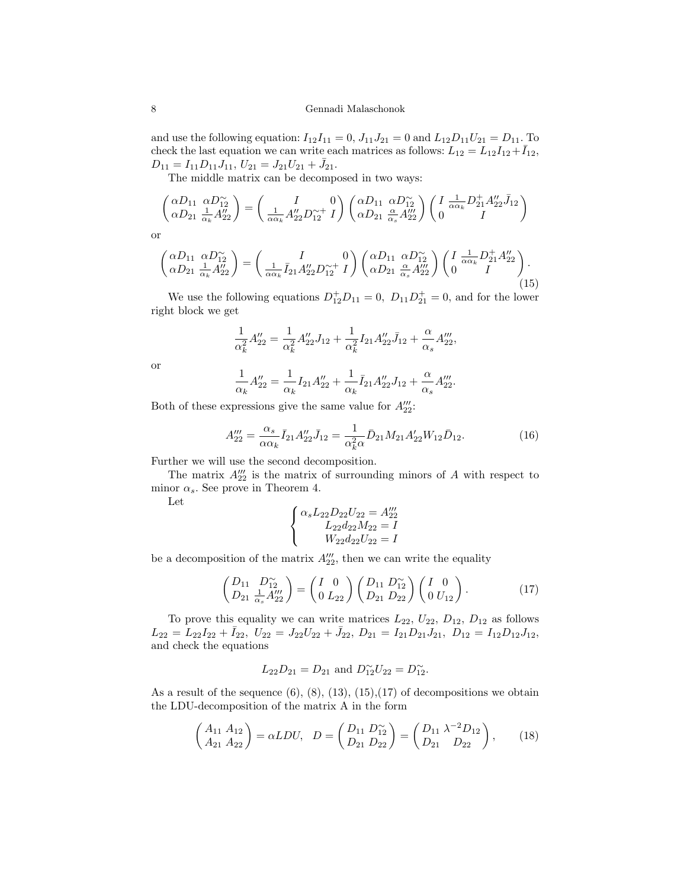and use the following equation: $I_{12}I_{11} = 0$, $J_{11}J_{21} = 0$ and $L_{12}D_{11}U_{21} = D_{11}$. To check the last equation we can write each matrices as follows: $L_{12} = L_{12}I_{12} + \bar{I}_{12}$, $D_{11} = I_{11}D_{11}J_{11}$, $U_{21} = J_{21}U_{21} + \bar{J}_{21}$.

The middle matrix can be decomposed in two ways:

$$\begin{pmatrix} \alpha D_{11} & \alpha D_{12}^{\sim} \\ \alpha D_{21} & \frac{1}{\alpha_k} A_{22}'' \end{pmatrix} = \begin{pmatrix} I & 0 \\ \frac{1}{\alpha\alpha_k} A_{22}'' D_{12}^{\sim +} & I \end{pmatrix} \begin{pmatrix} \alpha D_{11} & \alpha D_{12}^{\sim} \\ \alpha D_{21} & \frac{\alpha}{\alpha_s} A_{22}''' \end{pmatrix} \begin{pmatrix} I & \frac{1}{\alpha\alpha_k} D_{21}^{+} A_{22}'' \bar{J}_{12} \\ 0 & I \end{pmatrix}$$

or

$$\begin{pmatrix} \alpha D_{11} & \alpha D_{12}^{\sim} \\ \alpha D_{21} & \frac{1}{\alpha_k} A_{22}'' \end{pmatrix} = \begin{pmatrix} I & 0 \\ \frac{1}{\alpha\alpha_k} \bar{I}_{21} A_{22}'' D_{12}^{\sim +} & I \end{pmatrix} \begin{pmatrix} \alpha D_{11} & \alpha D_{12}^{\sim} \\ \alpha D_{21} & \frac{\alpha}{\alpha_s} A_{22}''' \end{pmatrix} \begin{pmatrix} I & \frac{1}{\alpha\alpha_k} D_{21}^{+} A_{22}'' \\ 0 & I \end{pmatrix}. \tag{15}$$

We use the following equations $D_{12}^{+}D_{11} = 0$, $D_{11}D_{21}^{+} = 0$, and for the lower right block we get

$$\frac{1}{\alpha_k^2} A_{22}'' = \frac{1}{\alpha_k^2} A_{22}'' J_{12} + \frac{1}{\alpha_k^2} I_{21} A_{22}'' \bar{J}_{12} + \frac{\alpha}{\alpha_s} A_{22}''',$$

or

$$\frac{1}{\alpha_k} A_{22}'' = \frac{1}{\alpha_k} I_{21} A_{22}'' + \frac{1}{\alpha_k} \bar{I}_{21} A_{22}'' J_{12} + \frac{\alpha}{\alpha_s} A_{22}'''.$$

Both of these expressions give the same value for $A_{22}'''$:

$$A_{22}''' = \frac{\alpha_s}{\alpha\alpha_k} \bar{I}_{21} A_{22}'' \bar{J}_{12} = \frac{1}{\alpha_k^2 \alpha} \bar{D}_{21} M_{21} A_{22}' W_{12} \bar{D}_{12}. \tag{16}$$

Further we will use the second decomposition.

The matrix $A_{22}'''$ is the matrix of surrounding minors of $A$ with respect to minor $\alpha_s$. See prove in Theorem 4.

Let

$$\begin{cases} \alpha_s L_{22} D_{22} U_{22} = A_{22}''' \\ L_{22} d_{22} M_{22} = I \\ W_{22} d_{22} U_{22} = I \end{cases}$$

be a decomposition of the matrix $A_{22}'''$, then we can write the equality

$$\begin{pmatrix} D_{11} & D_{12}^{\sim} \\ D_{21} & \frac{1}{\alpha_s} A_{22}''' \end{pmatrix} = \begin{pmatrix} I & 0 \\ 0 & L_{22} \end{pmatrix} \begin{pmatrix} D_{11} & D_{12}^{\sim} \\ D_{21} & D_{22} \end{pmatrix} \begin{pmatrix} I & 0 \\ 0 & U_{12} \end{pmatrix}. \tag{17}$$

To prove this equality we can write matrices $L_{22}$, $U_{22}$, $D_{12}$, $D_{12}$ as follows $L_{22} = L_{22}I_{22} + \bar{I}_{22}$, $U_{22} = J_{22}U_{22} + \bar{J}_{22}$, $D_{21} = I_{21}D_{21}J_{21}$, $D_{12} = I_{12}D_{12}J_{12}$, and check the equations

$$L_{22}D_{21} = D_{21} \text{ and } D_{12}^{\sim}U_{22} = D_{12}^{\sim}.$$

As a result of the sequence (6), (8), (13), (15),(17) of decompositions we obtain the LDU-decomposition of the matrix A in the form

$$\begin{pmatrix} A_{11} & A_{12} \\ A_{21} & A_{22} \end{pmatrix} = \alpha LDU, \quad D = \begin{pmatrix} D_{11} & D_{12}^{\sim} \\ D_{21} & D_{22} \end{pmatrix} = \begin{pmatrix} D_{11} & \lambda^{-2} D_{12} \\ D_{21} & D_{22} \end{pmatrix}, \tag{18}$$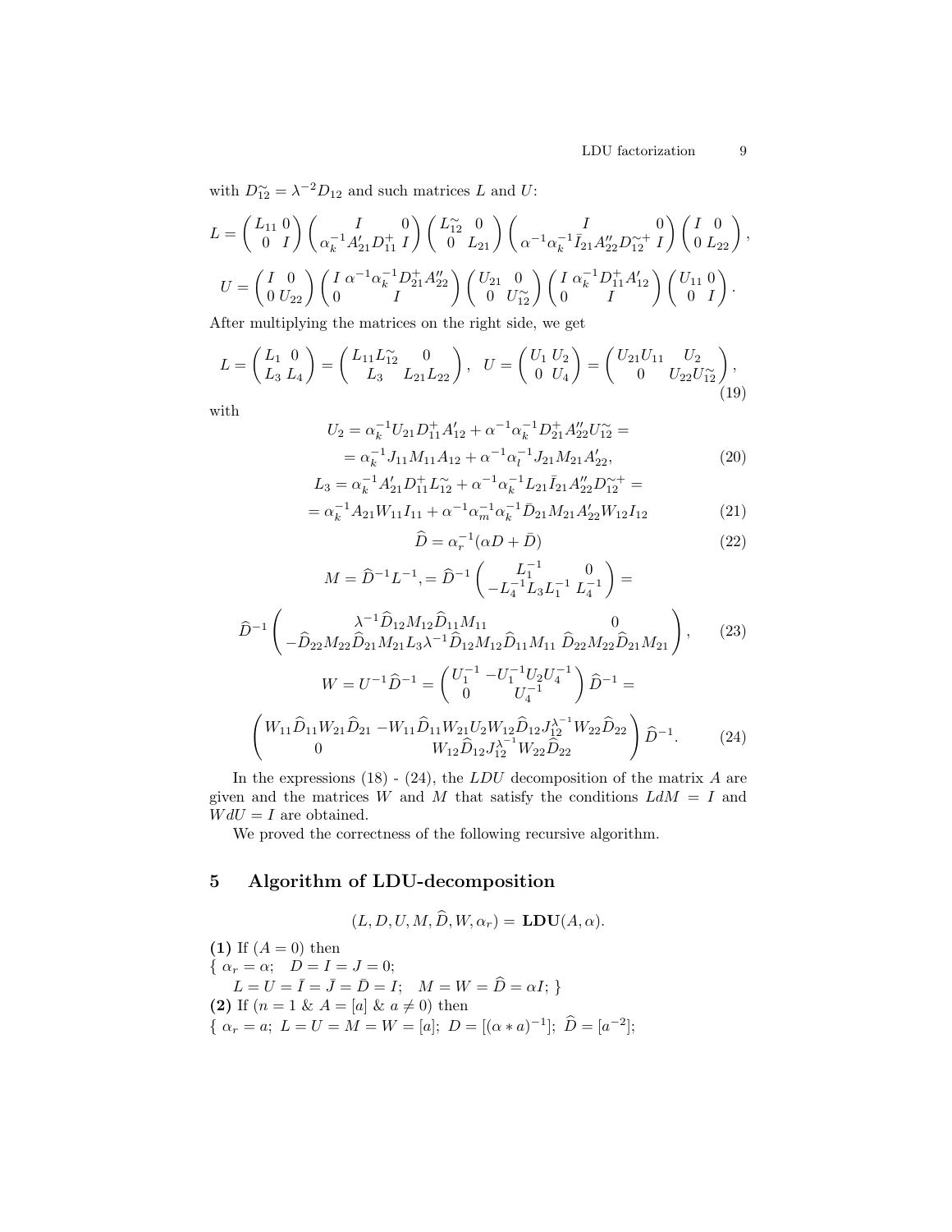with $D^{\sim}_{12} = \lambda^{-2} D_{12}$ and such matrices $L$ and $U$:

$$L = \begin{pmatrix} L_{11} & 0 \\ 0 & I \end{pmatrix} \begin{pmatrix} I & 0 \\ \alpha_k^{-1} A'_{21} D^+_{11} & I \end{pmatrix} \begin{pmatrix} L^{\sim}_{12} & 0 \\ 0 & L_{21} \end{pmatrix} \begin{pmatrix} I & 0 \\ \alpha^{-1}\alpha_k^{-1} \bar{I}_{21} A''_{22} D^{\sim +}_{12} & I \end{pmatrix} \begin{pmatrix} I & 0 \\ 0 & L_{22} \end{pmatrix},$$

$$U = \begin{pmatrix} I & 0 \\ 0 & U_{22} \end{pmatrix} \begin{pmatrix} I & \alpha^{-1}\alpha_k^{-1} D^+_{21} A''_{22} \\ 0 & I \end{pmatrix} \begin{pmatrix} U_{21} & 0 \\ 0 & U^{\sim}_{12} \end{pmatrix} \begin{pmatrix} I & \alpha_k^{-1} D^+_{11} A'_{12} \\ 0 & I \end{pmatrix} \begin{pmatrix} U_{11} & 0 \\ 0 & I \end{pmatrix}.$$

After multiplying the matrices on the right side, we get

$$L = \begin{pmatrix} L_1 & 0 \\ L_3 & L_4 \end{pmatrix} = \begin{pmatrix} L_{11} L^{\sim}_{12} & 0 \\ L_3 & L_{21} L_{22} \end{pmatrix}, \quad U = \begin{pmatrix} U_1 & U_2 \\ 0 & U_4 \end{pmatrix} = \begin{pmatrix} U_{21} U_{11} & U_2 \\ 0 & U_{22} U^{\sim}_{12} \end{pmatrix}, \tag{19}$$

with

$$U_2 = \alpha_k^{-1} U_{21} D^+_{11} A'_{12} + \alpha^{-1}\alpha_k^{-1} D^+_{21} A''_{22} U^{\sim}_{12} =$$
$$= \alpha_k^{-1} J_{11} M_{11} A_{12} + \alpha^{-1}\alpha_l^{-1} J_{21} M_{21} A'_{22}, \tag{20}$$

$$L_3 = \alpha_k^{-1} A'_{21} D^+_{11} L^{\sim}_{12} + \alpha^{-1}\alpha_k^{-1} L_{21} \bar{I}_{21} A''_{22} D^{\sim +}_{12} =$$
$$= \alpha_k^{-1} A_{21} W_{11} I_{11} + \alpha^{-1}\alpha_m^{-1}\alpha_k^{-1} \bar{D}_{21} M_{21} A'_{22} W_{12} I_{12} \tag{21}$$

$$\widehat{D} = \alpha_r^{-1}(\alpha D + \bar{D}) \tag{22}$$

$$M = \widehat{D}^{-1} L^{-1}, = \widehat{D}^{-1} \begin{pmatrix} L_1^{-1} & 0 \\ -L_4^{-1} L_3 L_1^{-1} & L_4^{-1} \end{pmatrix} =$$

$$\widehat{D}^{-1} \begin{pmatrix} \lambda^{-1} \widehat{D}_{12} M_{12} \widehat{D}_{11} M_{11} & 0 \\ -\widehat{D}_{22} M_{22} \widehat{D}_{21} M_{21} L_3 \lambda^{-1} \widehat{D}_{12} M_{12} \widehat{D}_{11} M_{11} & \widehat{D}_{22} M_{22} \widehat{D}_{21} M_{21} \end{pmatrix}, \tag{23}$$

$$W = U^{-1} \widehat{D}^{-1} = \begin{pmatrix} U_1^{-1} & -U_1^{-1} U_2 U_4^{-1} \\ 0 & U_4^{-1} \end{pmatrix} \widehat{D}^{-1} =$$

$$\begin{pmatrix} W_{11} \widehat{D}_{11} W_{21} \widehat{D}_{21} & -W_{11} \widehat{D}_{11} W_{21} U_2 W_{12} \widehat{D}_{12} J_{12}^{\lambda^{-1}} W_{22} \widehat{D}_{22} \\ 0 & W_{12} \widehat{D}_{12} J_{12}^{\lambda^{-1}} W_{22} \widehat{D}_{22} \end{pmatrix} \widehat{D}^{-1}. \tag{24}$$

In the expressions (18) - (24), the $LDU$ decomposition of the matrix $A$ are given and the matrices $W$ and $M$ that satisfy the conditions $LdM = I$ and $WdU = I$ are obtained.

We proved the correctness of the following recursive algorithm.

## 5 Algorithm of LDU-decomposition

$$(L, D, U, M, \widehat{D}, W, \alpha_r) = \mathbf{LDU}(A, \alpha).$$

**(1)** If $(A = 0)$ then
$\{\ \alpha_r = \alpha;\quad D = I = J = 0;$
$\quad L = U = \bar{I} = \bar{J} = \bar{D} = I;\quad M = W = \widehat{D} = \alpha I;\ \}$
**(2)** If $(n = 1\ \&\ A = [a]\ \&\ a \neq 0)$ then
$\{\ \alpha_r = a;\ L = U = M = W = [a];\ D = [(\alpha * a)^{-1}];\ \widehat{D} = [a^{-2}];$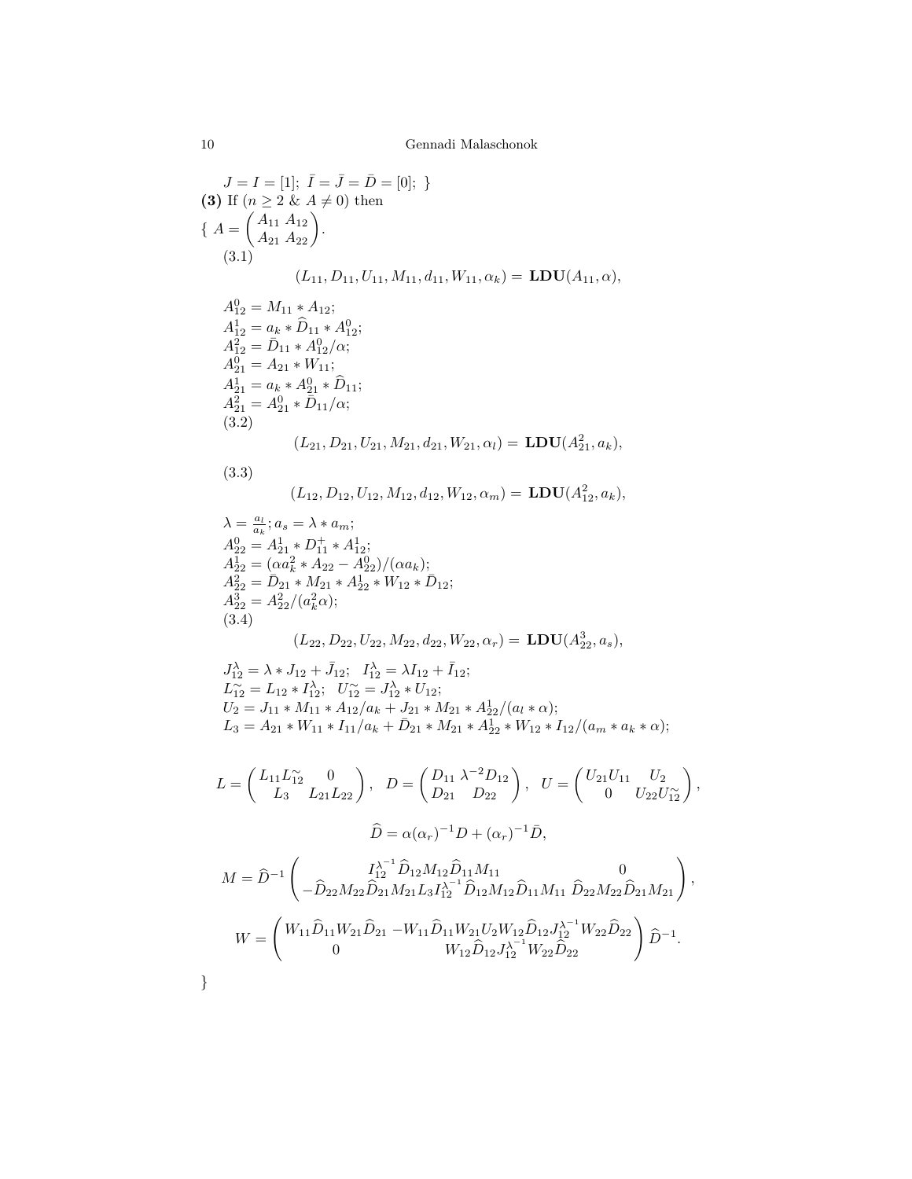$J = I = [1];\ \bar{I} = \bar{J} = \bar{D} = [0];\ \}$

**(3)** If $(n \geq 2\ \&\ A \neq 0)$ then

$\{\ A = \begin{pmatrix} A_{11} & A_{12} \\ A_{21} & A_{22} \end{pmatrix}$.

(3.1)

$$(L_{11}, D_{11}, U_{11}, M_{11}, d_{11}, W_{11}, \alpha_k) = \mathbf{LDU}(A_{11}, \alpha),$$

$A_{12}^0 = M_{11} * A_{12};$
$A_{12}^1 = a_k * \widehat{D}_{11} * A_{12}^0;$
$A_{12}^2 = \bar{D}_{11} * A_{12}^0 / \alpha;$
$A_{21}^0 = A_{21} * W_{11};$
$A_{21}^1 = a_k * A_{21}^0 * \widehat{D}_{11};$
$A_{21}^2 = A_{21}^0 * \bar{D}_{11} / \alpha;$

(3.2)

$$(L_{21}, D_{21}, U_{21}, M_{21}, d_{21}, W_{21}, \alpha_l) = \mathbf{LDU}(A_{21}^2, a_k),$$

(3.3)

$$(L_{12}, D_{12}, U_{12}, M_{12}, d_{12}, W_{12}, \alpha_m) = \mathbf{LDU}(A_{12}^2, a_k),$$

$\lambda = \frac{a_l}{a_k}; a_s = \lambda * a_m;$
$A_{22}^0 = A_{21}^1 * D_{11}^+ * A_{12}^1;$
$A_{22}^1 = (\alpha a_k^2 * A_{22} - A_{22}^0)/(\alpha a_k);$
$A_{22}^2 = \bar{D}_{21} * M_{21} * A_{22}^1 * W_{12} * \bar{D}_{12};$
$A_{22}^3 = A_{22}^2 / (a_k^2 \alpha);$

(3.4)

$$(L_{22}, D_{22}, U_{22}, M_{22}, d_{22}, W_{22}, \alpha_r) = \mathbf{LDU}(A_{22}^3, a_s),$$

$J_{12}^\lambda = \lambda * J_{12} + \bar{J}_{12}; \quad I_{12}^\lambda = \lambda I_{12} + \bar{I}_{12};$
$L_{12}^\sim = L_{12} * I_{12}^\lambda; \quad U_{12}^\sim = J_{12}^\lambda * U_{12};$
$U_2 = J_{11} * M_{11} * A_{12}/a_k + J_{21} * M_{21} * A_{22}^1/(a_l * \alpha);$
$L_3 = A_{21} * W_{11} * I_{11}/a_k + \bar{D}_{21} * M_{21} * A_{22}^1 * W_{12} * I_{12}/(a_m * a_k * \alpha);$

$$L = \begin{pmatrix} L_{11} L_{12}^\sim & 0 \\ L_3 & L_{21} L_{22} \end{pmatrix}, \quad D = \begin{pmatrix} D_{11} & \lambda^{-2} D_{12} \\ D_{21} & D_{22} \end{pmatrix}, \quad U = \begin{pmatrix} U_{21} U_{11} & U_2 \\ 0 & U_{22} U_{12}^\sim \end{pmatrix},$$

$$\widehat{D} = \alpha (\alpha_r)^{-1} D + (\alpha_r)^{-1} \bar{D},$$

$$M = \widehat{D}^{-1} \begin{pmatrix} I_{12}^{\lambda^{-1}} \widehat{D}_{12} M_{12} \widehat{D}_{11} M_{11} & 0 \\ -\widehat{D}_{22} M_{22} \widehat{D}_{21} M_{21} L_3 I_{12}^{\lambda^{-1}} \widehat{D}_{12} M_{12} \widehat{D}_{11} M_{11} & \widehat{D}_{22} M_{22} \widehat{D}_{21} M_{21} \end{pmatrix},$$

$$W = \begin{pmatrix} W_{11} \widehat{D}_{11} W_{21} \widehat{D}_{21} & -W_{11} \widehat{D}_{11} W_{21} U_2 W_{12} \widehat{D}_{12} J_{12}^{\lambda^{-1}} W_{22} \widehat{D}_{22} \\ 0 & W_{12} \widehat{D}_{12} J_{12}^{\lambda^{-1}} W_{22} \widehat{D}_{22} \end{pmatrix} \widehat{D}^{-1}.$$

}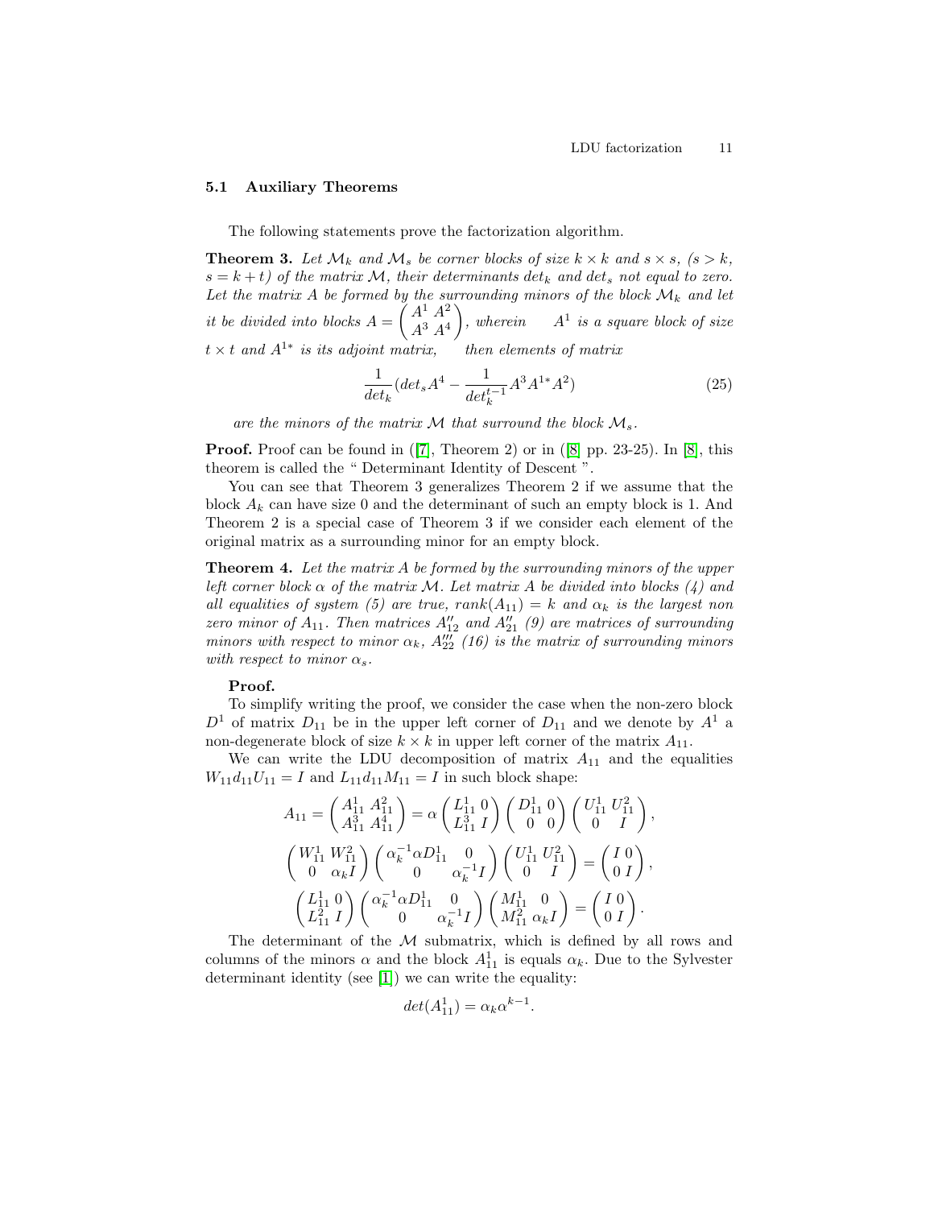### 5.1 Auxiliary Theorems

The following statements prove the factorization algorithm.

**Theorem 3.** *Let $\mathcal{M}_k$ and $\mathcal{M}_s$ be corner blocks of size $k \times k$ and $s \times s$, $(s > k$, $s = k + t)$ of the matrix $\mathcal{M}$, their determinants $det_k$ and $det_s$ not equal to zero. Let the matrix $A$ be formed by the surrounding minors of the block $\mathcal{M}_k$ and let it be divided into blocks $A = \begin{pmatrix} A^1 & A^2 \\ A^3 & A^4 \end{pmatrix}$, wherein $A^1$ is a square block of size $t \times t$ and $A^{1*}$ is its adjoint matrix, then elements of matrix*

$$\frac{1}{det_k}(det_s A^4 - \frac{1}{det_k^{t-1}} A^3 A^{1*} A^2) \tag{25}$$

*are the minors of the matrix $\mathcal{M}$ that surround the block $\mathcal{M}_s$.*

**Proof.** Proof can be found in ([7], Theorem 2) or in ([8] pp. 23-25). In [8], this theorem is called the " Determinant Identity of Descent ".

You can see that Theorem 3 generalizes Theorem 2 if we assume that the block $A_k$ can have size 0 and the determinant of such an empty block is 1. And Theorem 2 is a special case of Theorem 3 if we consider each element of the original matrix as a surrounding minor for an empty block.

**Theorem 4.** *Let the matrix $A$ be formed by the surrounding minors of the upper left corner block $\alpha$ of the matrix $\mathcal{M}$. Let matrix $A$ be divided into blocks (4) and all equalities of system (5) are true, $rank(A_{11}) = k$ and $\alpha_k$ is the largest non zero minor of $A_{11}$. Then matrices $A''_{12}$ and $A''_{21}$ (9) are matrices of surrounding minors with respect to minor $\alpha_k$, $A'''_{22}$ (16) is the matrix of surrounding minors with respect to minor $\alpha_s$.*

**Proof.**

To simplify writing the proof, we consider the case when the non-zero block $D^1$ of matrix $D_{11}$ be in the upper left corner of $D_{11}$ and we denote by $A^1$ a non-degenerate block of size $k \times k$ in upper left corner of the matrix $A_{11}$.

We can write the LDU decomposition of matrix $A_{11}$ and the equalities $W_{11} d_{11} U_{11} = I$ and $L_{11} d_{11} M_{11} = I$ in such block shape:

$$A_{11} = \begin{pmatrix} A_{11}^1 & A_{11}^2 \\ A_{11}^3 & A_{11}^4 \end{pmatrix} = \alpha \begin{pmatrix} L_{11}^1 & 0 \\ L_{11}^3 & I \end{pmatrix} \begin{pmatrix} D_{11}^1 & 0 \\ 0 & 0 \end{pmatrix} \begin{pmatrix} U_{11}^1 & U_{11}^2 \\ 0 & I \end{pmatrix},$$

$$\begin{pmatrix} W_{11}^1 & W_{11}^2 \\ 0 & \alpha_k I \end{pmatrix} \begin{pmatrix} \alpha_k^{-1} \alpha D_{11}^1 & 0 \\ 0 & \alpha_k^{-1} I \end{pmatrix} \begin{pmatrix} U_{11}^1 & U_{11}^2 \\ 0 & I \end{pmatrix} = \begin{pmatrix} I & 0 \\ 0 & I \end{pmatrix},$$

$$\begin{pmatrix} L_{11}^1 & 0 \\ L_{11}^2 & I \end{pmatrix} \begin{pmatrix} \alpha_k^{-1} \alpha D_{11}^1 & 0 \\ 0 & \alpha_k^{-1} I \end{pmatrix} \begin{pmatrix} M_{11}^1 & 0 \\ M_{11}^2 & \alpha_k I \end{pmatrix} = \begin{pmatrix} I & 0 \\ 0 & I \end{pmatrix}.$$

The determinant of the $\mathcal{M}$ submatrix, which is defined by all rows and columns of the minors $\alpha$ and the block $A_{11}^1$ is equals $\alpha_k$. Due to the Sylvester determinant identity (see [1]) we can write the equality:

$$det(A_{11}^1) = \alpha_k \alpha^{k-1}.$$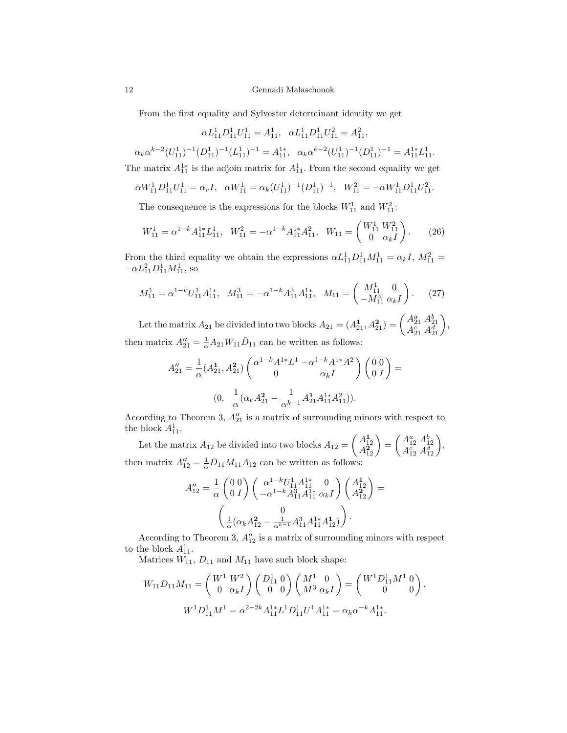From the first equality and Sylvester determinant identity we get

$$\alpha L_{11}^1 D_{11}^1 U_{11}^1 = A_{11}^1, \quad \alpha L_{11}^1 D_{11}^1 U_{11}^2 = A_{11}^2,$$

$$\alpha_k \alpha^{k-2} (U_{11}^1)^{-1} (D_{11}^1)^{-1} (L_{11}^1)^{-1} = A_{11}^{1*}, \quad \alpha_k \alpha^{k-2} (U_{11}^1)^{-1} (D_{11}^1)^{-1} = A_{11}^{1*} L_{11}^1.$$

The matrix $A_{11}^{1*}$ is the adjoin matrix for $A_{11}^1$. From the second equality we get

$$\alpha W_{11}^1 D_{11}^1 U_{11}^1 = \alpha_r I, \quad \alpha W_{11}^1 = \alpha_k (U_{11}^1)^{-1} (D_{11}^1)^{-1}, \quad W_{11}^2 = -\alpha W_{11}^1 D_{11}^1 U_{11}^2.$$

The consequence is the expressions for the blocks $W_{11}^1$ and $W_{11}^2$:

$$W_{11}^1 = \alpha^{1-k} A_{11}^{1*} L_{11}^1, \quad W_{11}^2 = -\alpha^{1-k} A_{11}^{1*} A_{11}^2, \quad W_{11} = \begin{pmatrix} W_{11}^1 & W_{11}^2 \\ 0 & \alpha_k I \end{pmatrix}. \tag{26}$$

From the third equality we obtain the expressions $\alpha L_{11}^1 D_{11}^1 M_{11}^1 = \alpha_k I$, $M_{11}^2 = -\alpha L_{11}^2 D_{11}^1 M_{11}^1$, so

$$M_{11}^1 = \alpha^{1-k} U_{11}^1 A_{11}^{1*}, \quad M_{11}^3 = -\alpha^{1-k} A_{11}^3 A_{11}^{1*}, \quad M_{11} = \begin{pmatrix} M_{11}^1 & 0 \\ -M_{11}^3 & \alpha_k I \end{pmatrix}. \tag{27}$$

Let the matrix $A_{21}$ be divided into two blocks $A_{21} = (A_{21}^{\mathbf{1}}, A_{21}^{\mathbf{2}}) = \begin{pmatrix} A_{21}^a & A_{21}^b \\ A_{21}^c & A_{21}^d \end{pmatrix}$, then matrix $A''_{21} = \frac{1}{\alpha} A_{21} W_{11} \bar{D}_{11}$ can be written as follows:

$$A''_{21} = \frac{1}{\alpha} (A_{21}^{\mathbf{1}}, A_{21}^{\mathbf{2}}) \begin{pmatrix} \alpha^{1-k} A^{1*} L^1 & -\alpha^{1-k} A^{1*} A^2 \\ 0 & \alpha_k I \end{pmatrix} \begin{pmatrix} 0 & 0 \\ 0 & I \end{pmatrix} =$$

$$(0, \quad \frac{1}{\alpha} (\alpha_k A_{21}^{\mathbf{2}} - \frac{1}{\alpha^{k-1}} A_{21}^{\mathbf{1}} A_{11}^{1*} A_{11}^2)).$$

According to Theorem 3, $A''_{21}$ is a matrix of surrounding minors with respect to the block $A_{11}^1$.

Let the matrix $A_{12}$ be divided into two blocks $A_{12} = \begin{pmatrix} A_{12}^{\mathbf{1}} \\ A_{12}^{\mathbf{2}} \end{pmatrix} = \begin{pmatrix} A_{12}^a & A_{12}^b \\ A_{12}^c & A_{12}^d \end{pmatrix}$, then matrix $A''_{12} = \frac{1}{\alpha} \bar{D}_{11} M_{11} A_{12}$ can be written as follows:

$$A''_{12} = \frac{1}{\alpha} \begin{pmatrix} 0 & 0 \\ 0 & I \end{pmatrix} \begin{pmatrix} \alpha^{1-k} U_{11}^1 A_{11}^{1*} & 0 \\ -\alpha^{1-k} A_{11}^3 A_{11}^{1*} & \alpha_k I \end{pmatrix} \begin{pmatrix} A_{12}^{\mathbf{1}} \\ A_{12}^{\mathbf{2}} \end{pmatrix} =$$

$$\begin{pmatrix} 0 \\ \frac{1}{\alpha} (\alpha_k A_{12}^{\mathbf{2}} - \frac{1}{\alpha^{k-1}} A_{11}^3 A_{11}^{1*} A_{12}^{\mathbf{1}}) \end{pmatrix}.$$

According to Theorem 3, $A''_{12}$ is a matrix of surrounding minors with respect to the block $A_{11}^1$.

Matrices $W_{11}$, $D_{11}$ and $M_{11}$ have such block shape:

$$W_{11} D_{11} M_{11} = \begin{pmatrix} W^1 & W^2 \\ 0 & \alpha_k I \end{pmatrix} \begin{pmatrix} D_{11}^1 & 0 \\ 0 & 0 \end{pmatrix} \begin{pmatrix} M^1 & 0 \\ M^3 & \alpha_k I \end{pmatrix} = \begin{pmatrix} W^1 D_{11}^1 M^1 & 0 \\ 0 & 0 \end{pmatrix}.$$

$$W^1 D_{11}^1 M^1 = \alpha^{2-2k} A_{11}^{1*} L^1 D_{11}^1 U^1 A_{11}^{1*} = \alpha_k \alpha^{-k} A_{11}^{1*}.$$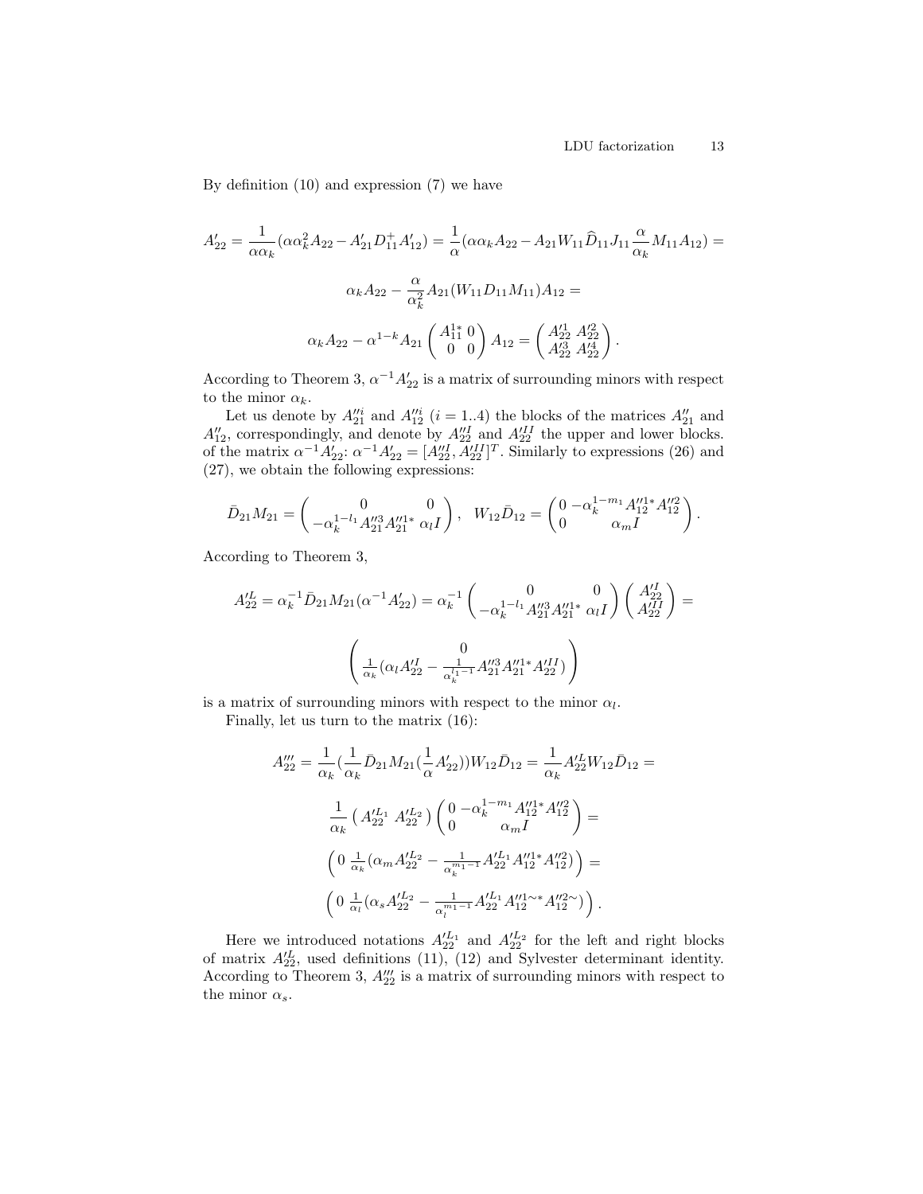By definition (10) and expression (7) we have

$$A'_{22} = \frac{1}{\alpha\alpha_k}(\alpha\alpha_k^2 A_{22} - A'_{21} D_{11}^{+} A'_{12}) = \frac{1}{\alpha}(\alpha\alpha_k A_{22} - A_{21} W_{11} \widehat{D}_{11} J_{11} \frac{\alpha}{\alpha_k} M_{11} A_{12}) =$$

$$\alpha_k A_{22} - \frac{\alpha}{\alpha_k^2} A_{21}(W_{11} D_{11} M_{11}) A_{12} =$$

$$\alpha_k A_{22} - \alpha^{1-k} A_{21} \begin{pmatrix} A_{11}^{1*} & 0 \\ 0 & 0 \end{pmatrix} A_{12} = \begin{pmatrix} A'^1_{22} & A'^2_{22} \\ A'^3_{22} & A'^4_{22} \end{pmatrix}.$$

According to Theorem 3, $\alpha^{-1}A'_{22}$ is a matrix of surrounding minors with respect to the minor $\alpha_k$.

Let us denote by $A''^i_{21}$ and $A''^i_{12}$ $(i = 1..4)$ the blocks of the matrices $A''_{21}$ and $A''_{12}$, correspondingly, and denote by $A'^I_{22}$ and $A'^{II}_{22}$ the upper and lower blocks. of the matrix $\alpha^{-1}A'_{22}$: $\alpha^{-1}A'_{22} = [A'^I_{22}, A'^{II}_{22}]^T$. Similarly to expressions (26) and (27), we obtain the following expressions:

$$\bar{D}_{21} M_{21} = \begin{pmatrix} 0 & 0 \\ -\alpha_k^{1-l_1} A''^3_{21} A''^{1*}_{21} & \alpha_l I \end{pmatrix}, \quad W_{12}\bar{D}_{12} = \begin{pmatrix} 0 & -\alpha_k^{1-m_1} A''^{1*}_{12} A''^2_{12} \\ 0 & \alpha_m I \end{pmatrix}.$$

According to Theorem 3,

$$A'^L_{22} = \alpha_k^{-1} \bar{D}_{21} M_{21}(\alpha^{-1}A'_{22}) = \alpha_k^{-1} \begin{pmatrix} 0 & 0 \\ -\alpha_k^{1-l_1} A''^3_{21} A''^{1*}_{21} & \alpha_l I \end{pmatrix} \begin{pmatrix} A'^I_{22} \\ A'^{II}_{22} \end{pmatrix} =$$

$$\begin{pmatrix} 0 \\ \frac{1}{\alpha_k}(\alpha_l A'^I_{22} - \frac{1}{\alpha_k^{l_1-1}} A''^3_{21} A''^{1*}_{21} A'^{II}_{22}) \end{pmatrix}$$

is a matrix of surrounding minors with respect to the minor $\alpha_l$.

Finally, let us turn to the matrix (16):

$$A'''_{22} = \frac{1}{\alpha_k}(\frac{1}{\alpha_k}\bar{D}_{21} M_{21}(\frac{1}{\alpha}A'_{22})) W_{12}\bar{D}_{12} = \frac{1}{\alpha_k} A'^L_{22} W_{12} \bar{D}_{12} =$$

$$\frac{1}{\alpha_k} \begin{pmatrix} A'^{L_1}_{22} & A'^{L_2}_{22} \end{pmatrix} \begin{pmatrix} 0 & -\alpha_k^{1-m_1} A''^{1*}_{12} A''^2_{12} \\ 0 & \alpha_m I \end{pmatrix} =$$

$$\begin{pmatrix} 0 & \frac{1}{\alpha_k}(\alpha_m A'^{L_2}_{22} - \frac{1}{\alpha_k^{m_1-1}} A'^{L_1}_{22} A''^{1*}_{12} A''^2_{12}) \end{pmatrix} =$$

$$\begin{pmatrix} 0 & \frac{1}{\alpha_l}(\alpha_s A'^{L_2}_{22} - \frac{1}{\alpha_l^{m_1-1}} A'^{L_1}_{22} A''^{1\sim *}_{12} A''^{2\sim}_{12}) \end{pmatrix}.$$

Here we introduced notations $A'^{L_1}_{22}$ and $A'^{L_2}_{22}$ for the left and right blocks of matrix $A'^L_{22}$, used definitions (11), (12) and Sylvester determinant identity. According to Theorem 3, $A'''_{22}$ is a matrix of surrounding minors with respect to the minor $\alpha_s$.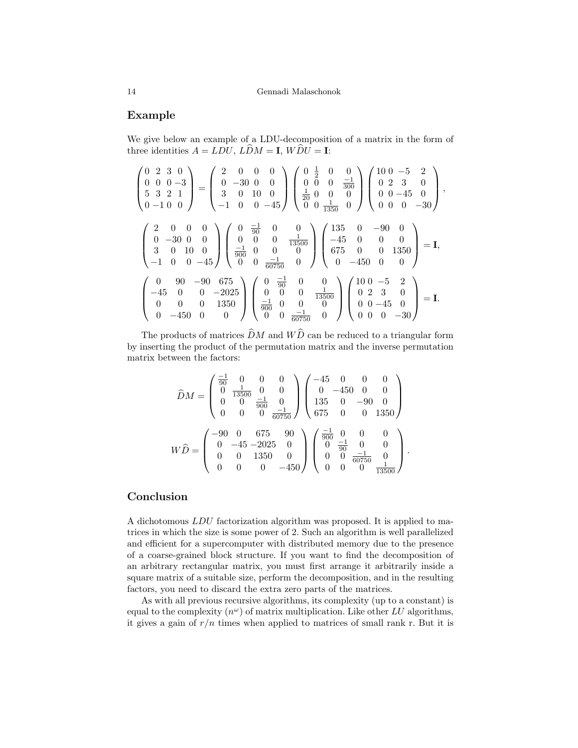## Example

We give below an example of a LDU-decomposition of a matrix in the form of three identities $A = LDU$, $L\widehat{D}M = \mathbf{I}$, $W\widehat{D}U = \mathbf{I}$:

$$
\begin{pmatrix} 0 & 2 & 3 & 0 \\ 0 & 0 & 0 & -3 \\ 5 & 3 & 2 & 1 \\ 0 & -1 & 0 & 0 \end{pmatrix} = \begin{pmatrix} 2 & 0 & 0 & 0 \\ 0 & -30 & 0 & 0 \\ 3 & 0 & 10 & 0 \\ -1 & 0 & 0 & -45 \end{pmatrix} \begin{pmatrix} 0 & \frac{1}{2} & 0 & 0 \\ 0 & 0 & 0 & \frac{-1}{300} \\ \frac{1}{20} & 0 & 0 & 0 \\ 0 & 0 & \frac{1}{1350} & 0 \end{pmatrix} \begin{pmatrix} 10 & 0 & -5 & 2 \\ 0 & 2 & 3 & 0 \\ 0 & 0 & -45 & 0 \\ 0 & 0 & 0 & -30 \end{pmatrix},
$$

$$
\begin{pmatrix} 2 & 0 & 0 & 0 \\ 0 & -30 & 0 & 0 \\ 3 & 0 & 10 & 0 \\ -1 & 0 & 0 & -45 \end{pmatrix} \begin{pmatrix} 0 & \frac{-1}{90} & 0 & 0 \\ 0 & 0 & 0 & \frac{1}{13500} \\ \frac{-1}{900} & 0 & 0 & 0 \\ 0 & 0 & \frac{-1}{60750} & 0 \end{pmatrix} \begin{pmatrix} 135 & 0 & -90 & 0 \\ -45 & 0 & 0 & 0 \\ 675 & 0 & 0 & 1350 \\ 0 & -450 & 0 & 0 \end{pmatrix} = \mathbf{I},
$$

$$
\begin{pmatrix} 0 & 90 & -90 & 675 \\ -45 & 0 & 0 & -2025 \\ 0 & 0 & 0 & 1350 \\ 0 & -450 & 0 & 0 \end{pmatrix} \begin{pmatrix} 0 & \frac{-1}{90} & 0 & 0 \\ 0 & 0 & 0 & \frac{1}{13500} \\ \frac{-1}{900} & 0 & 0 & 0 \\ 0 & 0 & \frac{-1}{60750} & 0 \end{pmatrix} \begin{pmatrix} 10 & 0 & -5 & 2 \\ 0 & 2 & 3 & 0 \\ 0 & 0 & -45 & 0 \\ 0 & 0 & 0 & -30 \end{pmatrix} = \mathbf{I}.
$$

The products of matrices $\widehat{D}M$ and $W\widehat{D}$ can be reduced to a triangular form by inserting the product of the permutation matrix and the inverse permutation matrix between the factors:

$$
\widehat{D}M = \begin{pmatrix} \frac{-1}{90} & 0 & 0 & 0 \\ 0 & \frac{1}{13500} & 0 & 0 \\ 0 & 0 & \frac{-1}{900} & 0 \\ 0 & 0 & 0 & \frac{-1}{60750} \end{pmatrix} \begin{pmatrix} -45 & 0 & 0 & 0 \\ 0 & -450 & 0 & 0 \\ 135 & 0 & -90 & 0 \\ 675 & 0 & 0 & 1350 \end{pmatrix}
$$

$$
W\widehat{D} = \begin{pmatrix} -90 & 0 & 675 & 90 \\ 0 & -45 & -2025 & 0 \\ 0 & 0 & 1350 & 0 \\ 0 & 0 & 0 & -450 \end{pmatrix} \begin{pmatrix} \frac{-1}{900} & 0 & 0 & 0 \\ 0 & \frac{-1}{90} & 0 & 0 \\ 0 & 0 & \frac{-1}{60750} & 0 \\ 0 & 0 & 0 & \frac{1}{13500} \end{pmatrix}.
$$

## Conclusion

A dichotomous $LDU$ factorization algorithm was proposed. It is applied to matrices in which the size is some power of 2. Such an algorithm is well parallelized and efficient for a supercomputer with distributed memory due to the presence of a coarse-grained block structure. If you want to find the decomposition of an arbitrary rectangular matrix, you must first arrange it arbitrarily inside a square matrix of a suitable size, perform the decomposition, and in the resulting factors, you need to discard the extra zero parts of the matrices.

As with all previous recursive algorithms, its complexity (up to a constant) is equal to the complexity ($n^{\omega}$) of matrix multiplication. Like other $LU$ algorithms, it gives a gain of $r/n$ times when applied to matrices of small rank r. But it is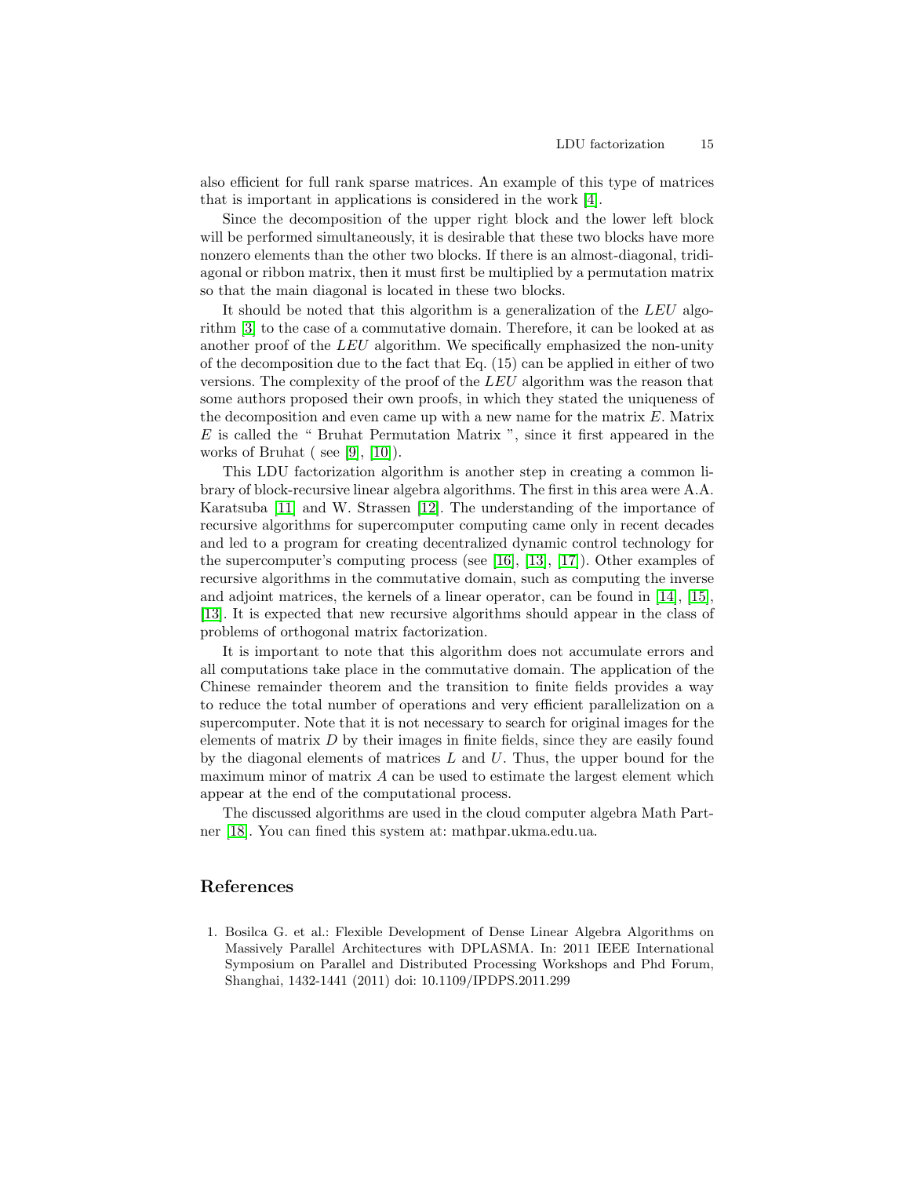also efficient for full rank sparse matrices. An example of this type of matrices that is important in applications is considered in the work [4].

Since the decomposition of the upper right block and the lower left block will be performed simultaneously, it is desirable that these two blocks have more nonzero elements than the other two blocks. If there is an almost-diagonal, tridiagonal or ribbon matrix, then it must first be multiplied by a permutation matrix so that the main diagonal is located in these two blocks.

It should be noted that this algorithm is a generalization of the $LEU$ algorithm [3] to the case of a commutative domain. Therefore, it can be looked at as another proof of the $LEU$ algorithm. We specifically emphasized the non-unity of the decomposition due to the fact that Eq. (15) can be applied in either of two versions. The complexity of the proof of the $LEU$ algorithm was the reason that some authors proposed their own proofs, in which they stated the uniqueness of the decomposition and even came up with a new name for the matrix $E$. Matrix $E$ is called the " Bruhat Permutation Matrix ", since it first appeared in the works of Bruhat ( see [9], [10]).

This LDU factorization algorithm is another step in creating a common library of block-recursive linear algebra algorithms. The first in this area were A.A. Karatsuba [11] and W. Strassen [12]. The understanding of the importance of recursive algorithms for supercomputer computing came only in recent decades and led to a program for creating decentralized dynamic control technology for the supercomputer's computing process (see [16], [13], [17]). Other examples of recursive algorithms in the commutative domain, such as computing the inverse and adjoint matrices, the kernels of a linear operator, can be found in [14], [15], [13]. It is expected that new recursive algorithms should appear in the class of problems of orthogonal matrix factorization.

It is important to note that this algorithm does not accumulate errors and all computations take place in the commutative domain. The application of the Chinese remainder theorem and the transition to finite fields provides a way to reduce the total number of operations and very efficient parallelization on a supercomputer. Note that it is not necessary to search for original images for the elements of matrix $D$ by their images in finite fields, since they are easily found by the diagonal elements of matrices $L$ and $U$. Thus, the upper bound for the maximum minor of matrix $A$ can be used to estimate the largest element which appear at the end of the computational process.

The discussed algorithms are used in the cloud computer algebra Math Partner [18]. You can fined this system at: mathpar.ukma.edu.ua.

## References

1. Bosilca G. et al.: Flexible Development of Dense Linear Algebra Algorithms on Massively Parallel Architectures with DPLASMA. In: 2011 IEEE International Symposium on Parallel and Distributed Processing Workshops and Phd Forum, Shanghai, 1432-1441 (2011) doi: 10.1109/IPDPS.2011.299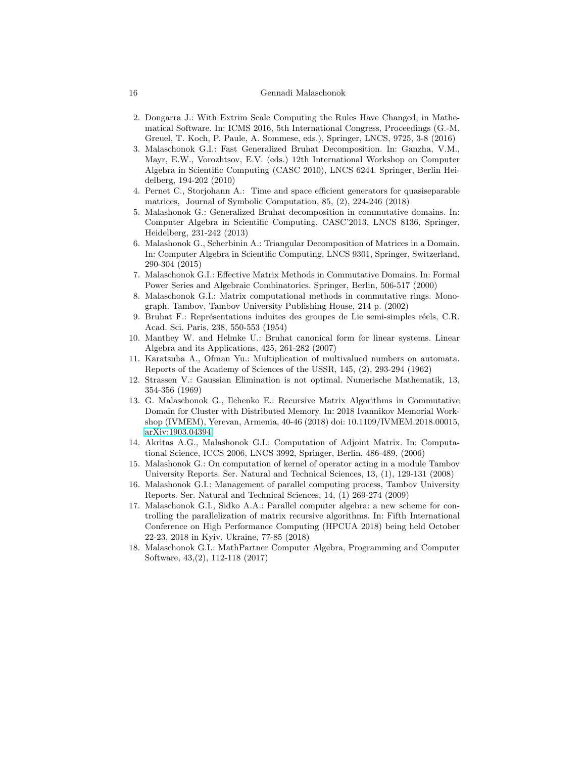2. Dongarra J.: With Extrim Scale Computing the Rules Have Changed, in Mathematical Software. In: ICMS 2016, 5th International Congress, Proceedings (G.-M. Greuel, T. Koch, P. Paule, A. Sommese, eds.), Springer, LNCS, 9725, 3-8 (2016)
3. Malaschonok G.I.: Fast Generalized Bruhat Decomposition. In: Ganzha, V.M., Mayr, E.W., Vorozhtsov, E.V. (eds.) 12th International Workshop on Computer Algebra in Scientific Computing (CASC 2010), LNCS 6244. Springer, Berlin Heidelberg, 194-202 (2010)
4. Pernet C., Storjohann A.: Time and space efficient generators for quasiseparable matrices, Journal of Symbolic Computation, 85, (2), 224-246 (2018)
5. Malashonok G.: Generalized Bruhat decomposition in commutative domains. In: Computer Algebra in Scientific Computing, CASC'2013, LNCS 8136, Springer, Heidelberg, 231-242 (2013)
6. Malashonok G., Scherbinin A.: Triangular Decomposition of Matrices in a Domain. In: Computer Algebra in Scientific Computing, LNCS 9301, Springer, Switzerland, 290-304 (2015)
7. Malaschonok G.I.: Effective Matrix Methods in Commutative Domains. In: Formal Power Series and Algebraic Combinatorics. Springer, Berlin, 506-517 (2000)
8. Malaschonok G.I.: Matrix computational methods in commutative rings. Monograph. Tambov, Tambov University Publishing House, 214 p. (2002)
9. Bruhat F.: Représentations induites des groupes de Lie semi-simples réels, C.R. Acad. Sci. Paris, 238, 550-553 (1954)
10. Manthey W. and Helmke U.: Bruhat canonical form for linear systems. Linear Algebra and its Applications, 425, 261-282 (2007)
11. Karatsuba A., Ofman Yu.: Multiplication of multivalued numbers on automata. Reports of the Academy of Sciences of the USSR, 145, (2), 293-294 (1962)
12. Strassen V.: Gaussian Elimination is not optimal. Numerische Mathematik, 13, 354-356 (1969)
13. G. Malaschonok G., Ilchenko E.: Recursive Matrix Algorithms in Commutative Domain for Cluster with Distributed Memory. In: 2018 Ivannikov Memorial Workshop (IVMEM), Yerevan, Armenia, 40-46 (2018) doi: 10.1109/IVMEM.2018.00015, arXiv:1903.04394
14. Akritas A.G., Malashonok G.I.: Computation of Adjoint Matrix. In: Computational Science, ICCS 2006, LNCS 3992, Springer, Berlin, 486-489, (2006)
15. Malashonok G.: On computation of kernel of operator acting in a module Tambov University Reports. Ser. Natural and Technical Sciences, 13, (1), 129-131 (2008)
16. Malashonok G.I.: Management of parallel computing process, Tambov University Reports. Ser. Natural and Technical Sciences, 14, (1) 269-274 (2009)
17. Malaschonok G.I., Sidko A.A.: Parallel computer algebra: a new scheme for controlling the parallelization of matrix recursive algorithms. In: Fifth International Conference on High Performance Computing (HPCUA 2018) being held October 22-23, 2018 in Kyiv, Ukraine, 77-85 (2018)
18. Malaschonok G.I.: MathPartner Computer Algebra, Programming and Computer Software, 43,(2), 112-118 (2017)